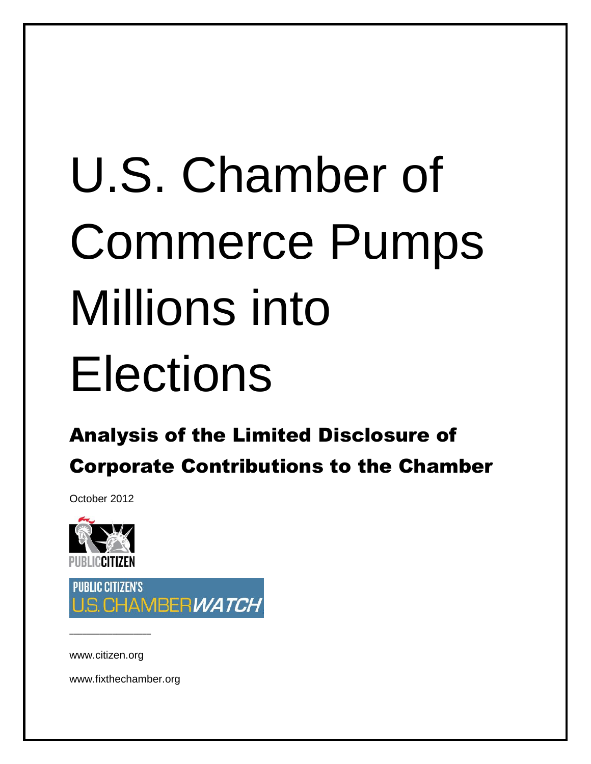# U.S. Chamber of Commerce Pumps Millions into Elections

## Analysis of the Limited Disclosure of Corporate Contributions to the Chamber

October 2012

PUBLIC CITIZEN

PUBLIC CITIZEN'S U.S. CHAMBER WATCH

www.citizen.org

www.fixthechamber.org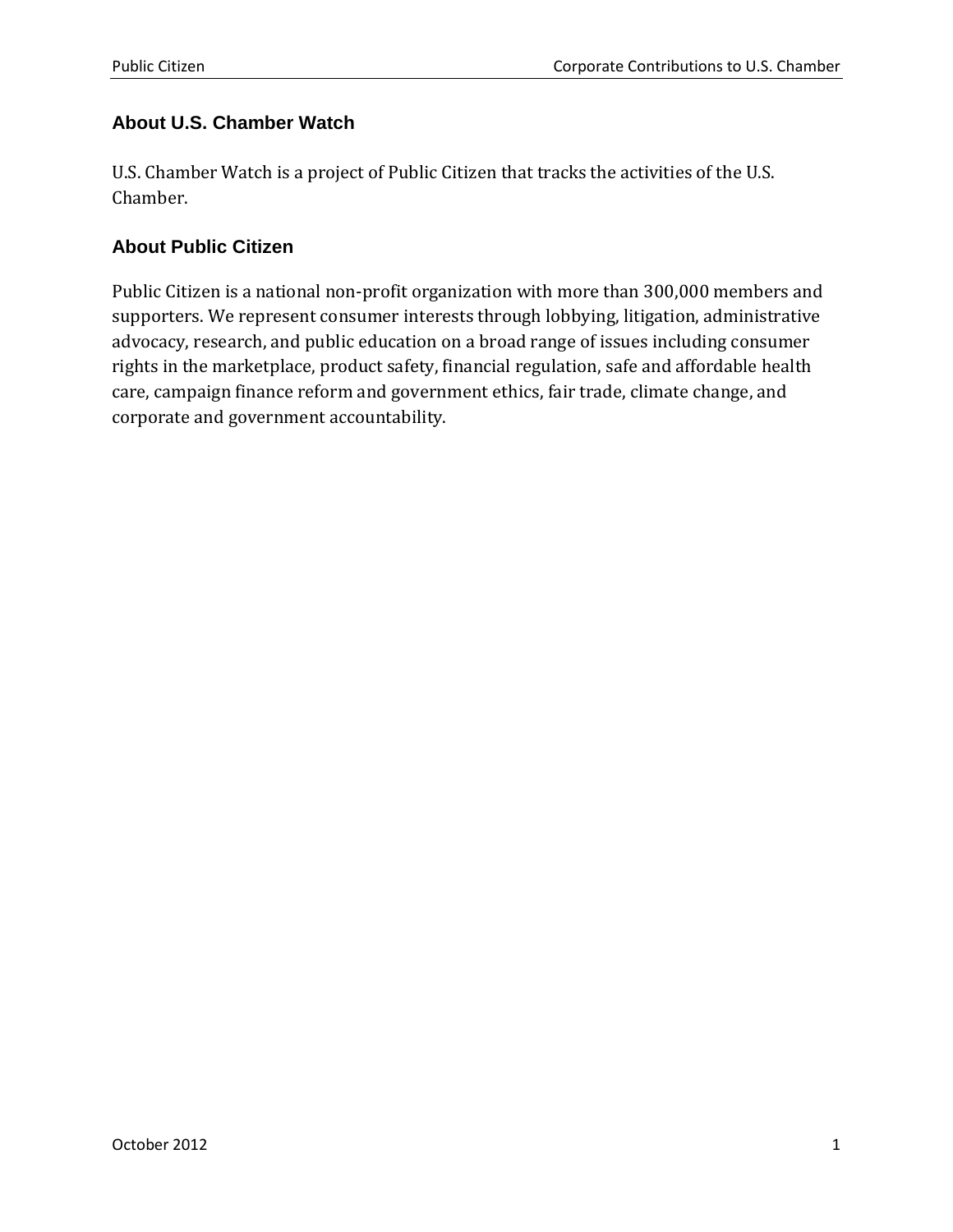## About U.S. Chamber Watch

U.S. Chamber Watch is a project of Public Citizen that tracks the activities of the U.S. Chamber.

## About Public Citizen

Public Citizen is a national non-profit organization with more than 300,000 members and supporters. We represent consumer interests through lobbying, litigation, administrative advocacy, research, and public education on a broad range of issues including consumer rights in the marketplace, product safety, financial regulation, safe and affordable health care, campaign finance reform and government ethics, fair trade, climate change, and corporate and government accountability.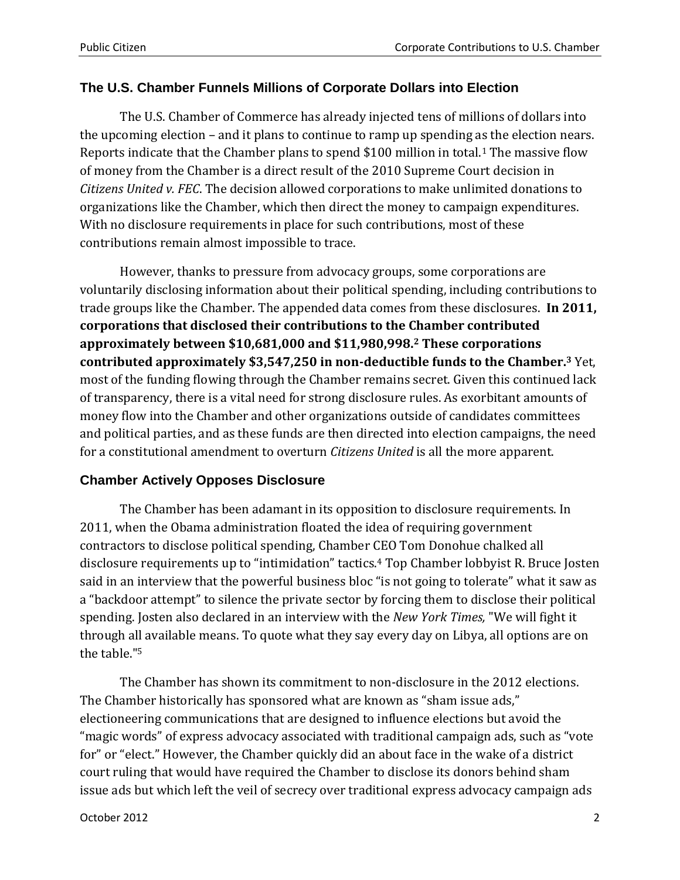## The U.S. Chamber Funnels Millions of Corporate Dollars into Election

The U.S. Chamber of Commerce has already injected tens of millions of dollars into the upcoming election – and it plans to continue to ramp up spending as the election nears. Reports indicate that the Chamber plans to spend $100 million in total.[1] The massive flow of money from the Chamber is a direct result of the 2010 Supreme Court decision in *Citizens United v. FEC*. The decision allowed corporations to make unlimited donations to organizations like the Chamber, which then direct the money to campaign expenditures. With no disclosure requirements in place for such contributions, most of these contributions remain almost impossible to trace.

However, thanks to pressure from advocacy groups, some corporations are voluntarily disclosing information about their political spending, including contributions to trade groups like the Chamber. The appended data comes from these disclosures. **In 2011, corporations that disclosed their contributions to the Chamber contributed approximately between $10,681,000 and $11,980,998.[2] These corporations contributed approximately $3,547,250 in non-deductible funds to the Chamber.[3]** Yet, most of the funding flowing through the Chamber remains secret. Given this continued lack of transparency, there is a vital need for strong disclosure rules. As exorbitant amounts of money flow into the Chamber and other organizations outside of candidates committees and political parties, and as these funds are then directed into election campaigns, the need for a constitutional amendment to overturn *Citizens United* is all the more apparent.

## Chamber Actively Opposes Disclosure

The Chamber has been adamant in its opposition to disclosure requirements. In 2011, when the Obama administration floated the idea of requiring government contractors to disclose political spending, Chamber CEO Tom Donohue chalked all disclosure requirements up to "intimidation" tactics.[4] Top Chamber lobbyist R. Bruce Josten said in an interview that the powerful business bloc "is not going to tolerate" what it saw as a "backdoor attempt" to silence the private sector by forcing them to disclose their political spending. Josten also declared in an interview with the *New York Times,* "We will fight it through all available means. To quote what they say every day on Libya, all options are on the table."[5]

The Chamber has shown its commitment to non-disclosure in the 2012 elections. The Chamber historically has sponsored what are known as "sham issue ads," electioneering communications that are designed to influence elections but avoid the "magic words" of express advocacy associated with traditional campaign ads, such as "vote for" or "elect." However, the Chamber quickly did an about face in the wake of a district court ruling that would have required the Chamber to disclose its donors behind sham issue ads but which left the veil of secrecy over traditional express advocacy campaign ads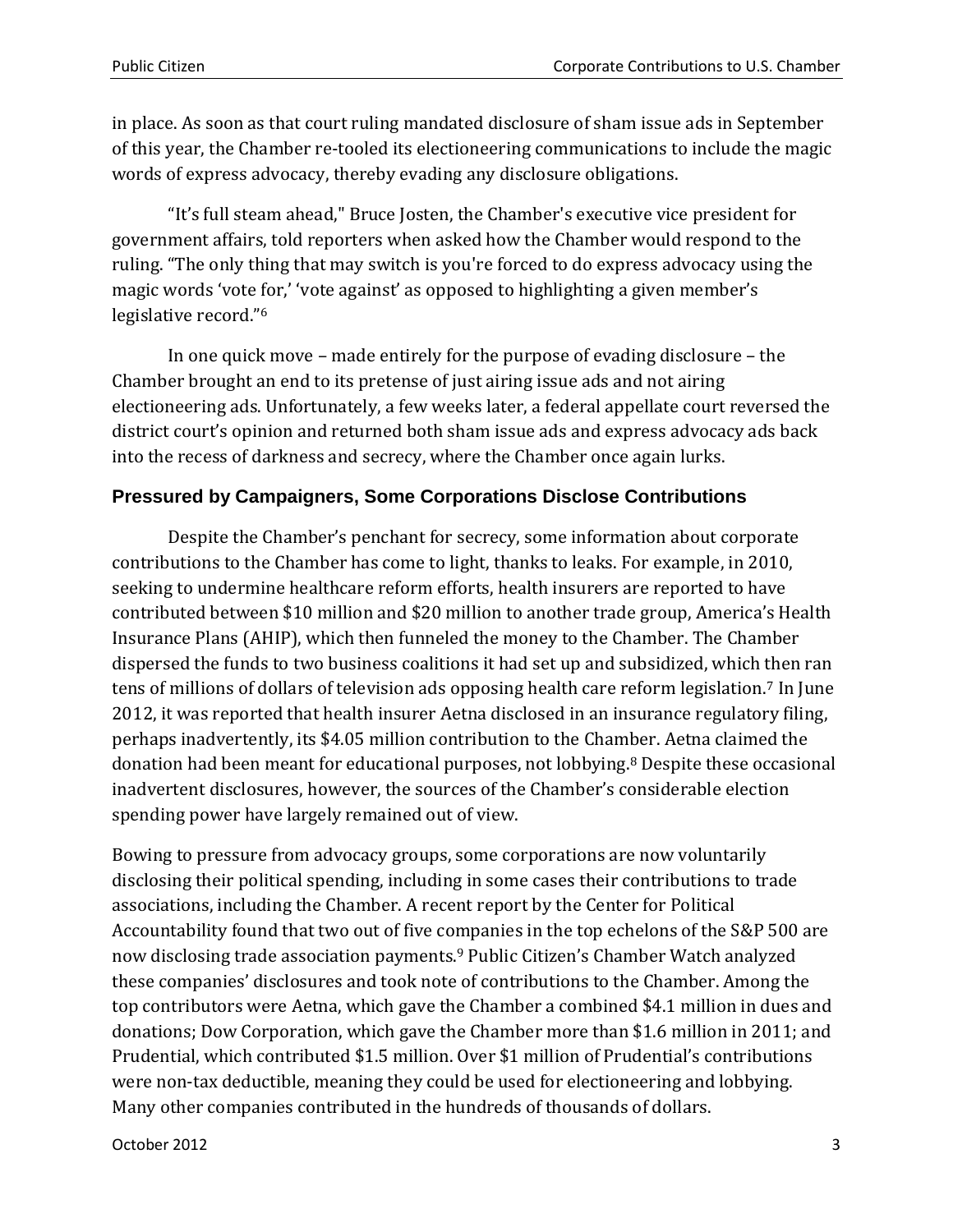in place. As soon as that court ruling mandated disclosure of sham issue ads in September of this year, the Chamber re-tooled its electioneering communications to include the magic words of express advocacy, thereby evading any disclosure obligations.

"It's full steam ahead," Bruce Josten, the Chamber's executive vice president for government affairs, told reporters when asked how the Chamber would respond to the ruling. "The only thing that may switch is you're forced to do express advocacy using the magic words 'vote for,' 'vote against' as opposed to highlighting a given member's legislative record."[6]

In one quick move – made entirely for the purpose of evading disclosure – the Chamber brought an end to its pretense of just airing issue ads and not airing electioneering ads. Unfortunately, a few weeks later, a federal appellate court reversed the district court's opinion and returned both sham issue ads and express advocacy ads back into the recess of darkness and secrecy, where the Chamber once again lurks.

## Pressured by Campaigners, Some Corporations Disclose Contributions

Despite the Chamber's penchant for secrecy, some information about corporate contributions to the Chamber has come to light, thanks to leaks. For example, in 2010, seeking to undermine healthcare reform efforts, health insurers are reported to have contributed between $10 million and $20 million to another trade group, America's Health Insurance Plans (AHIP), which then funneled the money to the Chamber. The Chamber dispersed the funds to two business coalitions it had set up and subsidized, which then ran tens of millions of dollars of television ads opposing health care reform legislation.[7] In June 2012, it was reported that health insurer Aetna disclosed in an insurance regulatory filing, perhaps inadvertently, its $4.05 million contribution to the Chamber. Aetna claimed the donation had been meant for educational purposes, not lobbying.[8] Despite these occasional inadvertent disclosures, however, the sources of the Chamber's considerable election spending power have largely remained out of view.

Bowing to pressure from advocacy groups, some corporations are now voluntarily disclosing their political spending, including in some cases their contributions to trade associations, including the Chamber. A recent report by the Center for Political Accountability found that two out of five companies in the top echelons of the S&P 500 are now disclosing trade association payments.[9] Public Citizen's Chamber Watch analyzed these companies' disclosures and took note of contributions to the Chamber. Among the top contributors were Aetna, which gave the Chamber a combined $4.1 million in dues and donations; Dow Corporation, which gave the Chamber more than $1.6 million in 2011; and Prudential, which contributed $1.5 million. Over $1 million of Prudential's contributions were non-tax deductible, meaning they could be used for electioneering and lobbying. Many other companies contributed in the hundreds of thousands of dollars.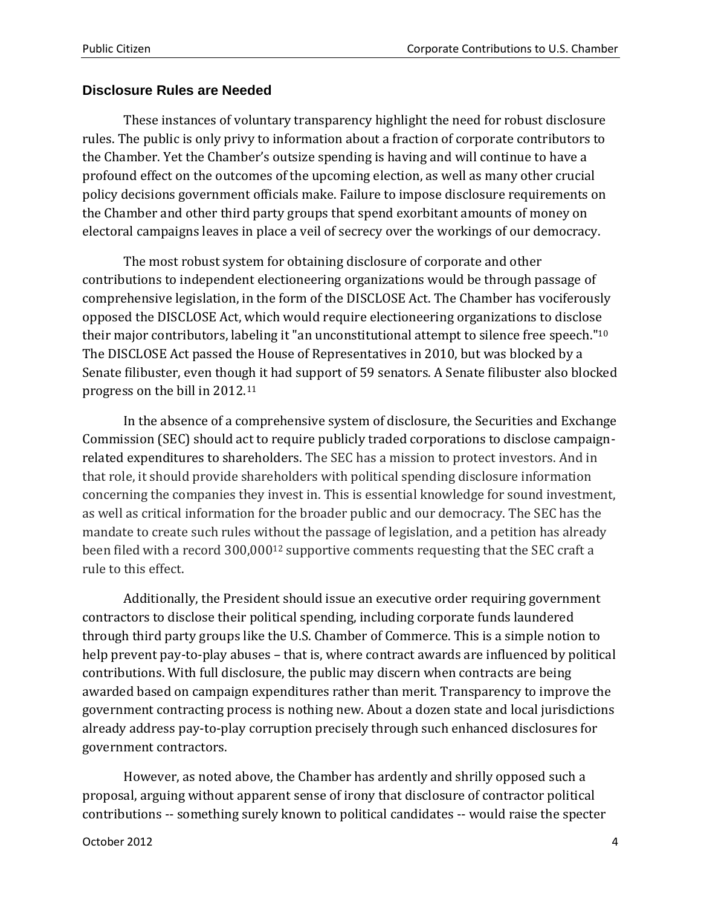### Disclosure Rules are Needed

These instances of voluntary transparency highlight the need for robust disclosure rules. The public is only privy to information about a fraction of corporate contributors to the Chamber. Yet the Chamber's outsize spending is having and will continue to have a profound effect on the outcomes of the upcoming election, as well as many other crucial policy decisions government officials make. Failure to impose disclosure requirements on the Chamber and other third party groups that spend exorbitant amounts of money on electoral campaigns leaves in place a veil of secrecy over the workings of our democracy.

The most robust system for obtaining disclosure of corporate and other contributions to independent electioneering organizations would be through passage of comprehensive legislation, in the form of the DISCLOSE Act. The Chamber has vociferously opposed the DISCLOSE Act, which would require electioneering organizations to disclose their major contributors, labeling it "an unconstitutional attempt to silence free speech."[10] The DISCLOSE Act passed the House of Representatives in 2010, but was blocked by a Senate filibuster, even though it had support of 59 senators. A Senate filibuster also blocked progress on the bill in 2012.[11]

In the absence of a comprehensive system of disclosure, the Securities and Exchange Commission (SEC) should act to require publicly traded corporations to disclose campaign-related expenditures to shareholders. The SEC has a mission to protect investors. And in that role, it should provide shareholders with political spending disclosure information concerning the companies they invest in. This is essential knowledge for sound investment, as well as critical information for the broader public and our democracy. The SEC has the mandate to create such rules without the passage of legislation, and a petition has already been filed with a record 300,000[12] supportive comments requesting that the SEC craft a rule to this effect.

Additionally, the President should issue an executive order requiring government contractors to disclose their political spending, including corporate funds laundered through third party groups like the U.S. Chamber of Commerce. This is a simple notion to help prevent pay-to-play abuses – that is, where contract awards are influenced by political contributions. With full disclosure, the public may discern when contracts are being awarded based on campaign expenditures rather than merit. Transparency to improve the government contracting process is nothing new. About a dozen state and local jurisdictions already address pay-to-play corruption precisely through such enhanced disclosures for government contractors.

However, as noted above, the Chamber has ardently and shrilly opposed such a proposal, arguing without apparent sense of irony that disclosure of contractor political contributions -- something surely known to political candidates -- would raise the specter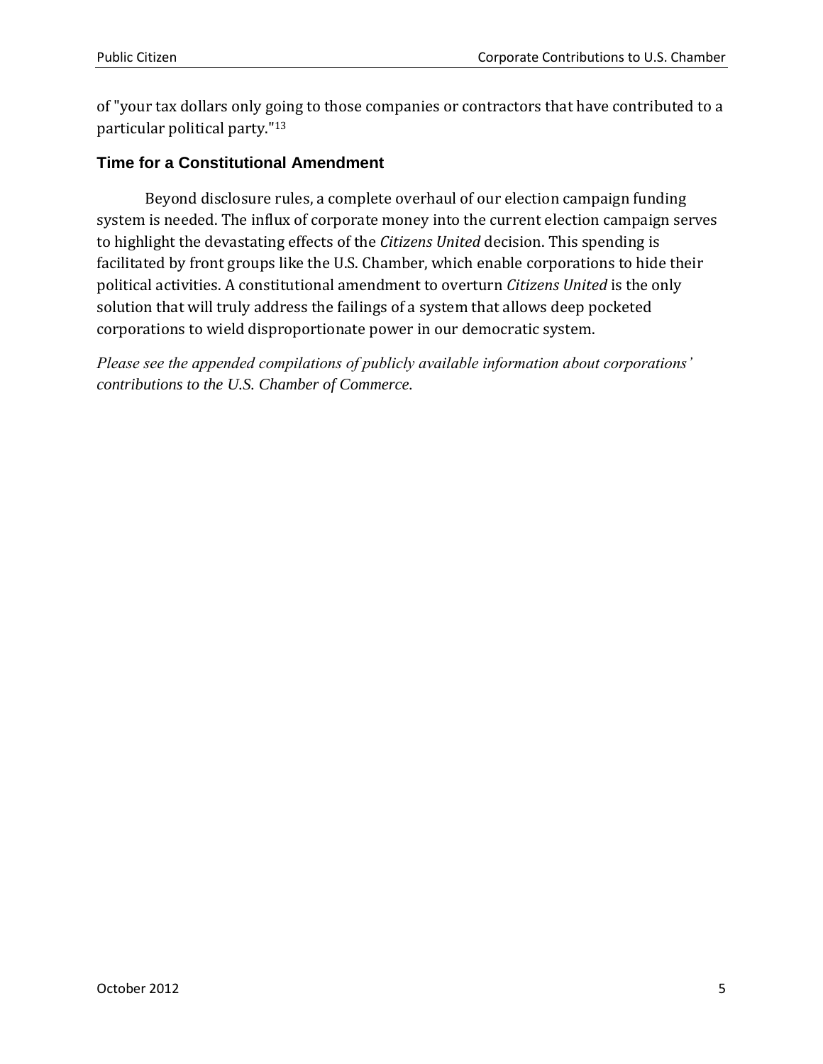of "your tax dollars only going to those companies or contractors that have contributed to a particular political party."[13]

## Time for a Constitutional Amendment

Beyond disclosure rules, a complete overhaul of our election campaign funding system is needed. The influx of corporate money into the current election campaign serves to highlight the devastating effects of the *Citizens United* decision. This spending is facilitated by front groups like the U.S. Chamber, which enable corporations to hide their political activities. A constitutional amendment to overturn *Citizens United* is the only solution that will truly address the failings of a system that allows deep pocketed corporations to wield disproportionate power in our democratic system.

*Please see the appended compilations of publicly available information about corporations' contributions to the U.S. Chamber of Commerce.*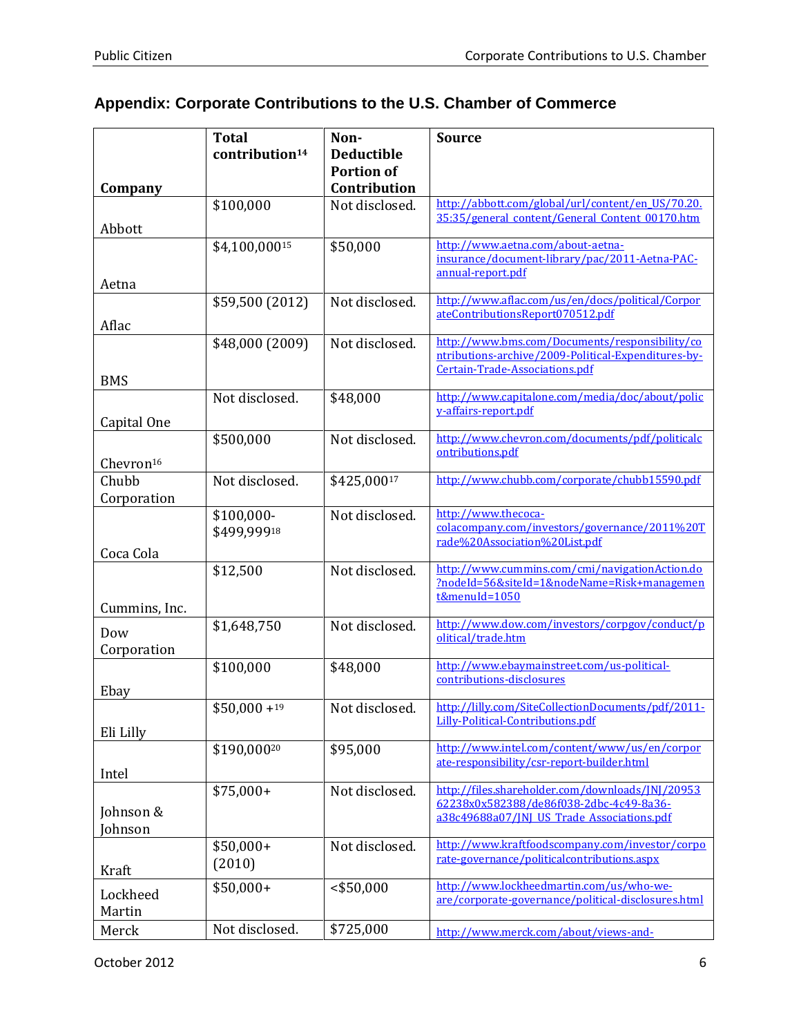## Appendix: Corporate Contributions to the U.S. Chamber of Commerce

| Company | Total contribution[14] | Non-Deductible Portion of Contribution | Source |
|---|---|---|---|
| Abbott | $100,000 | Not disclosed. | http://abbott.com/global/url/content/en_US/70.20.35:35/general_content/General_Content_00170.htm |
| Aetna | $4,100,000[15] | $50,000 | http://www.aetna.com/about-aetna-insurance/document-library/pac/2011-Aetna-PAC-annual-report.pdf |
| Aflac | $59,500 (2012) | Not disclosed. | http://www.aflac.com/us/en/docs/political/CorporateContributionsReport070512.pdf |
| BMS | $48,000 (2009) | Not disclosed. | http://www.bms.com/Documents/responsibility/contributions-archive/2009-Political-Expenditures-by-Certain-Trade-Associations.pdf |
| Capital One | Not disclosed. | $48,000 | http://www.capitalone.com/media/doc/about/policy-affairs-report.pdf |
| Chevron[16] | $500,000 | Not disclosed. | http://www.chevron.com/documents/pdf/politicalcontributions.pdf |
| Chubb Corporation | Not disclosed. | $425,000[17] | http://www.chubb.com/corporate/chubb15590.pdf |
| Coca Cola | $100,000-$499,999[18] | Not disclosed. | http://www.thecoca-colacompany.com/investors/governance/2011%20Trade%20Association%20List.pdf |
| Cummins, Inc. | $12,500 | Not disclosed. | http://www.cummins.com/cmi/navigationAction.do?nodeId=56&siteId=1&nodeName=Risk+management&menuId=1050 |
| Dow Corporation | $1,648,750 | Not disclosed. | http://www.dow.com/investors/corpgov/conduct/political/trade.htm |
| Ebay | $100,000 | $48,000 | http://www.ebaymainstreet.com/us-political-contributions-disclosures |
| Eli Lilly | $50,000 +[19] | Not disclosed. | http://lilly.com/SiteCollectionDocuments/pdf/2011-Lilly-Political-Contributions.pdf |
| Intel | $190,000[20] | $95,000 | http://www.intel.com/content/www/us/en/corporate-responsibility/csr-report-builder.html |
| Johnson & Johnson | $75,000+ | Not disclosed. | http://files.shareholder.com/downloads/JNJ/2095362238x0x582388/de86f038-2dbc-4c49-8a36-a38c49688a07/JNJ_US_Trade_Associations.pdf |
| Kraft | $50,000+ (2010) | Not disclosed. | http://www.kraftfoodscompany.com/investor/corporate-governance/politicalcontributions.aspx |
| Lockheed Martin | $50,000+ | <$50,000 | http://www.lockheedmartin.com/us/who-we-are/corporate-governance/political-disclosures.html |
| Merck | Not disclosed. | $725,000 | http://www.merck.com/about/views-and- |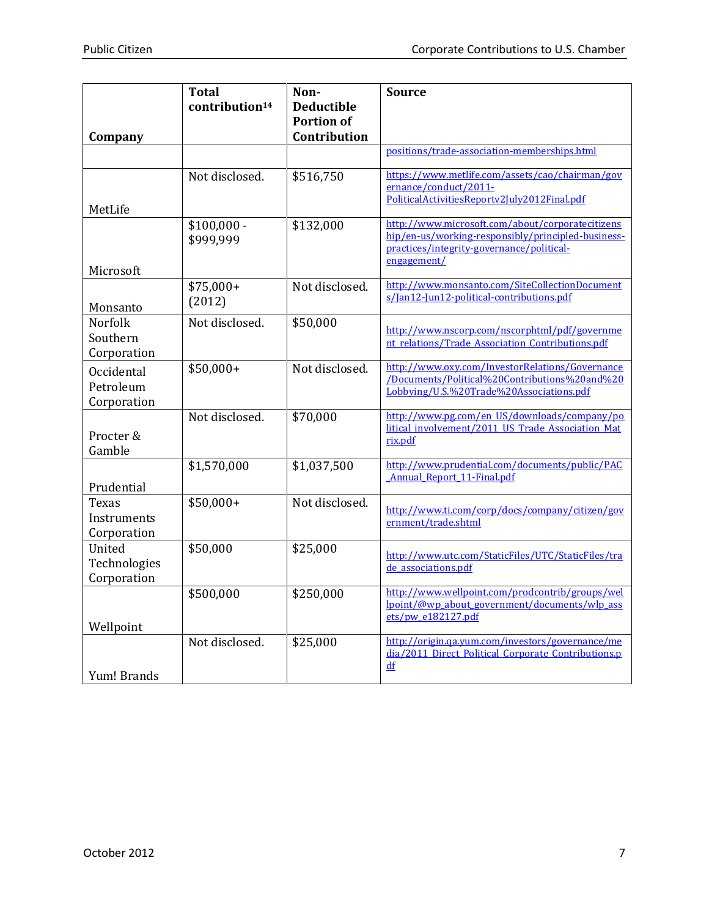| Company | Total contribution[14] | Non-Deductible Portion of Contribution | Source |
|---|---|---|---|
| | | | positions/trade-association-memberships.html |
| MetLife | Not disclosed. | $516,750 | https://www.metlife.com/assets/cao/chairman/governance/conduct/2011-PoliticalActivitiesReportv2July2012Final.pdf |
| Microsoft | $100,000 - $999,999 | $132,000 | http://www.microsoft.com/about/corporatecitizenship/en-us/working-responsibly/principled-business-practices/integrity-governance/political-engagement/ |
| Monsanto | $75,000+ (2012) | Not disclosed. | http://www.monsanto.com/SiteCollectionDocuments/Jan12-Jun12-political-contributions.pdf |
| Norfolk Southern Corporation | Not disclosed. | $50,000 | http://www.nscorp.com/nscorphtml/pdf/government_relations/Trade_Association_Contributions.pdf |
| Occidental Petroleum Corporation | $50,000+ | Not disclosed. | http://www.oxy.com/InvestorRelations/Governance/Documents/Political%20Contributions%20and%20Lobbying/U.S.%20Trade%20Associations.pdf |
| Procter & Gamble | Not disclosed. | $70,000 | http://www.pg.com/en_US/downloads/company/political_involvement/2011_US_Trade_Association_Matrix.pdf |
| Prudential | $1,570,000 | $1,037,500 | http://www.prudential.com/documents/public/PAC_Annual_Report_11-Final.pdf |
| Texas Instruments Corporation | $50,000+ | Not disclosed. | http://www.ti.com/corp/docs/company/citizen/government/trade.shtml |
| United Technologies Corporation | $50,000 | $25,000 | http://www.utc.com/StaticFiles/UTC/StaticFiles/trade_associations.pdf |
| Wellpoint | $500,000 | $250,000 | http://www.wellpoint.com/prodcontrib/groups/wellpoint/@wp_about_government/documents/wlp_assets/pw_e182127.pdf |
| Yum! Brands | Not disclosed. | $25,000 | http://origin.qa.yum.com/investors/governance/media/2011_Direct_Political_Corporate_Contributions.pdf |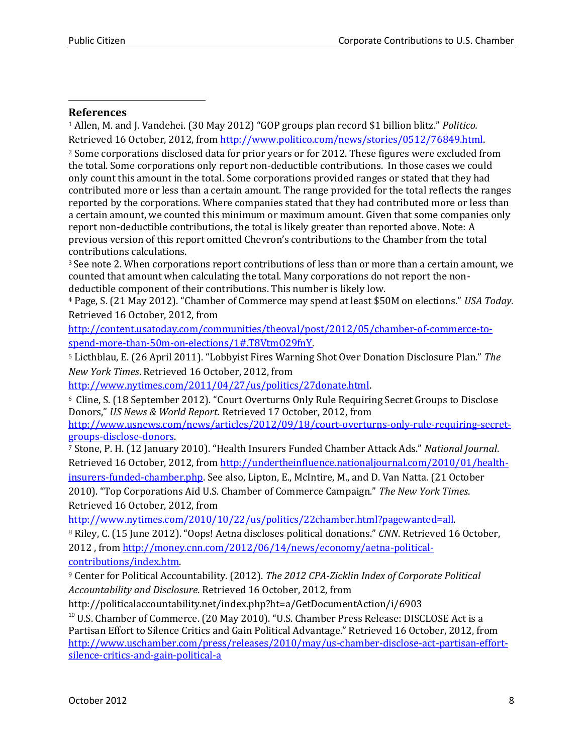## References

[1] Allen, M. and J. Vandehei. (30 May 2012) "GOP groups plan record $1 billion blitz." *Politico.* Retrieved 16 October, 2012, from http://www.politico.com/news/stories/0512/76849.html.

[2] Some corporations disclosed data for prior years or for 2012. These figures were excluded from the total. Some corporations only report non-deductible contributions. In those cases we could only count this amount in the total. Some corporations provided ranges or stated that they had contributed more or less than a certain amount. The range provided for the total reflects the ranges reported by the corporations. Where companies stated that they had contributed more or less than a certain amount, we counted this minimum or maximum amount. Given that some companies only report non-deductible contributions, the total is likely greater than reported above. Note: A previous version of this report omitted Chevron's contributions to the Chamber from the total contributions calculations.

[3] See note 2. When corporations report contributions of less than or more than a certain amount, we counted that amount when calculating the total. Many corporations do not report the non-deductible component of their contributions. This number is likely low.

[4] Page, S. (21 May 2012). "Chamber of Commerce may spend at least $50M on elections." *USA Today*. Retrieved 16 October, 2012, from http://content.usatoday.com/communities/theoval/post/2012/05/chamber-of-commerce-to-spend-more-than-50m-on-elections/1#.T8VtmO29fnY.

[5] Licthblau, E. (26 April 2011). "Lobbyist Fires Warning Shot Over Donation Disclosure Plan." *The New York Times*. Retrieved 16 October, 2012, from http://www.nytimes.com/2011/04/27/us/politics/27donate.html.

[6] Cline, S. (18 September 2012). "Court Overturns Only Rule Requiring Secret Groups to Disclose Donors," *US News & World Report*. Retrieved 17 October, 2012, from http://www.usnews.com/news/articles/2012/09/18/court-overturns-only-rule-requiring-secret-groups-disclose-donors.

[7] Stone, P. H. (12 January 2010). "Health Insurers Funded Chamber Attack Ads." *National Journal*. Retrieved 16 October, 2012, from http://undertheinfluence.nationaljournal.com/2010/01/health-insurers-funded-chamber.php. See also, Lipton, E., McIntire, M., and D. Van Natta. (21 October 2010). "Top Corporations Aid U.S. Chamber of Commerce Campaign." *The New York Times*. Retrieved 16 October, 2012, from http://www.nytimes.com/2010/10/22/us/politics/22chamber.html?pagewanted=all.

[8] Riley, C. (15 June 2012). "Oops! Aetna discloses political donations." *CNN*. Retrieved 16 October, 2012 , from http://money.cnn.com/2012/06/14/news/economy/aetna-political-contributions/index.htm.

[9] Center for Political Accountability. (2012). *The 2012 CPA-Zicklin Index of Corporate Political Accountability and Disclosure*. Retrieved 16 October, 2012, from http://politicalaccountability.net/index.php?ht=a/GetDocumentAction/i/6903

[10] U.S. Chamber of Commerce. (20 May 2010). "U.S. Chamber Press Release: DISCLOSE Act is a Partisan Effort to Silence Critics and Gain Political Advantage." Retrieved 16 October, 2012, from http://www.uschamber.com/press/releases/2010/may/us-chamber-disclose-act-partisan-effort-silence-critics-and-gain-political-a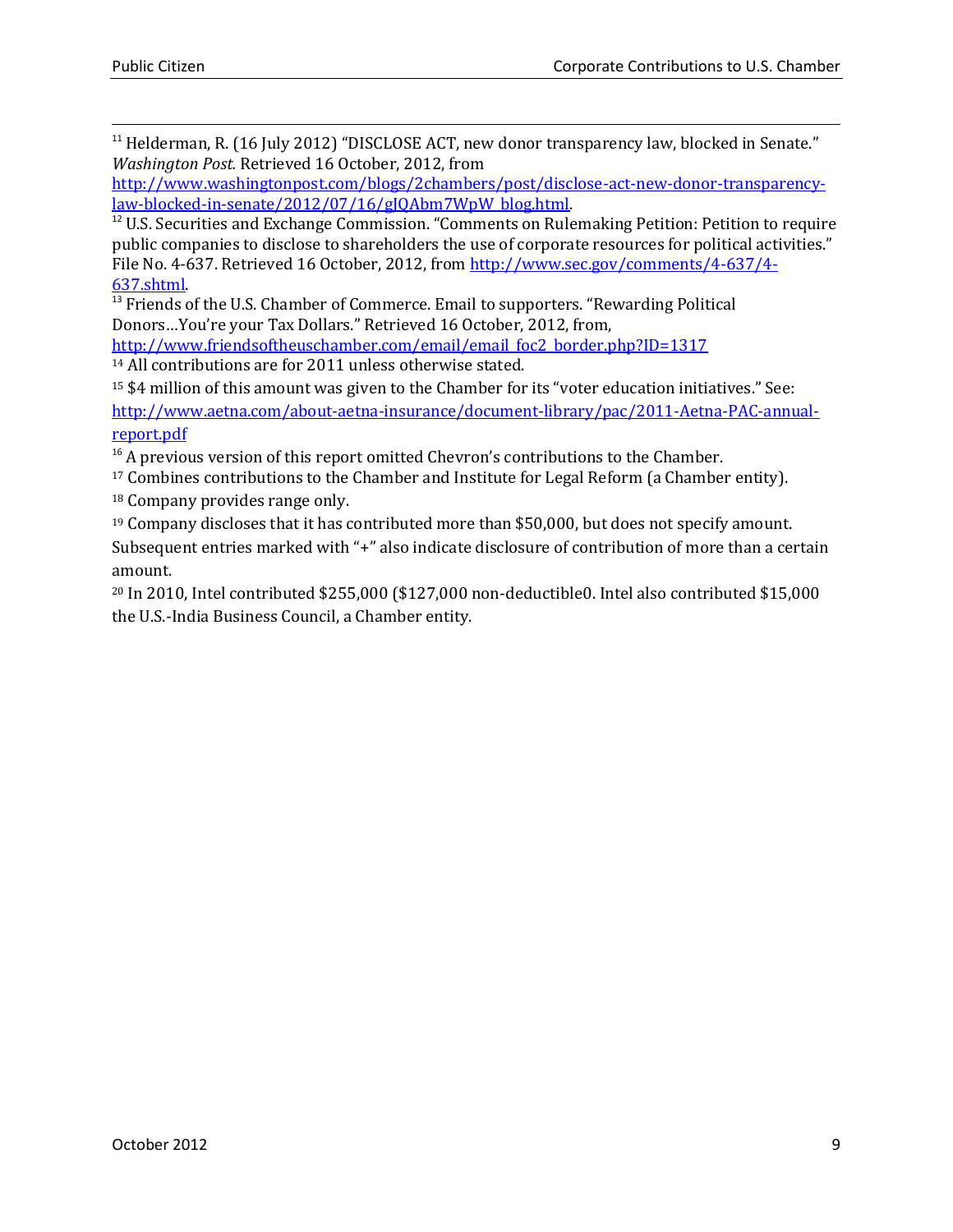[11] Helderman, R. (16 July 2012) "DISCLOSE ACT, new donor transparency law, blocked in Senate." *Washington Post.* Retrieved 16 October, 2012, from http://www.washingtonpost.com/blogs/2chambers/post/disclose-act-new-donor-transparency-law-blocked-in-senate/2012/07/16/gJQAbm7WpW_blog.html.

[12] U.S. Securities and Exchange Commission. "Comments on Rulemaking Petition: Petition to require public companies to disclose to shareholders the use of corporate resources for political activities." File No. 4-637. Retrieved 16 October, 2012, from http://www.sec.gov/comments/4-637/4-637.shtml.

[13] Friends of the U.S. Chamber of Commerce. Email to supporters. "Rewarding Political Donors…You're your Tax Dollars." Retrieved 16 October, 2012, from, http://www.friendsoftheuschamber.com/email/email_foc2_border.php?ID=1317

[14] All contributions are for 2011 unless otherwise stated.

[15] $4 million of this amount was given to the Chamber for its "voter education initiatives." See: http://www.aetna.com/about-aetna-insurance/document-library/pac/2011-Aetna-PAC-annual-report.pdf

[16] A previous version of this report omitted Chevron's contributions to the Chamber.

[17] Combines contributions to the Chamber and Institute for Legal Reform (a Chamber entity).

[18] Company provides range only.

[19] Company discloses that it has contributed more than $50,000, but does not specify amount. Subsequent entries marked with "+" also indicate disclosure of contribution of more than a certain amount.

[20] In 2010, Intel contributed $255,000 ($127,000 non-deductible0. Intel also contributed $15,000 the U.S.-India Business Council, a Chamber entity.